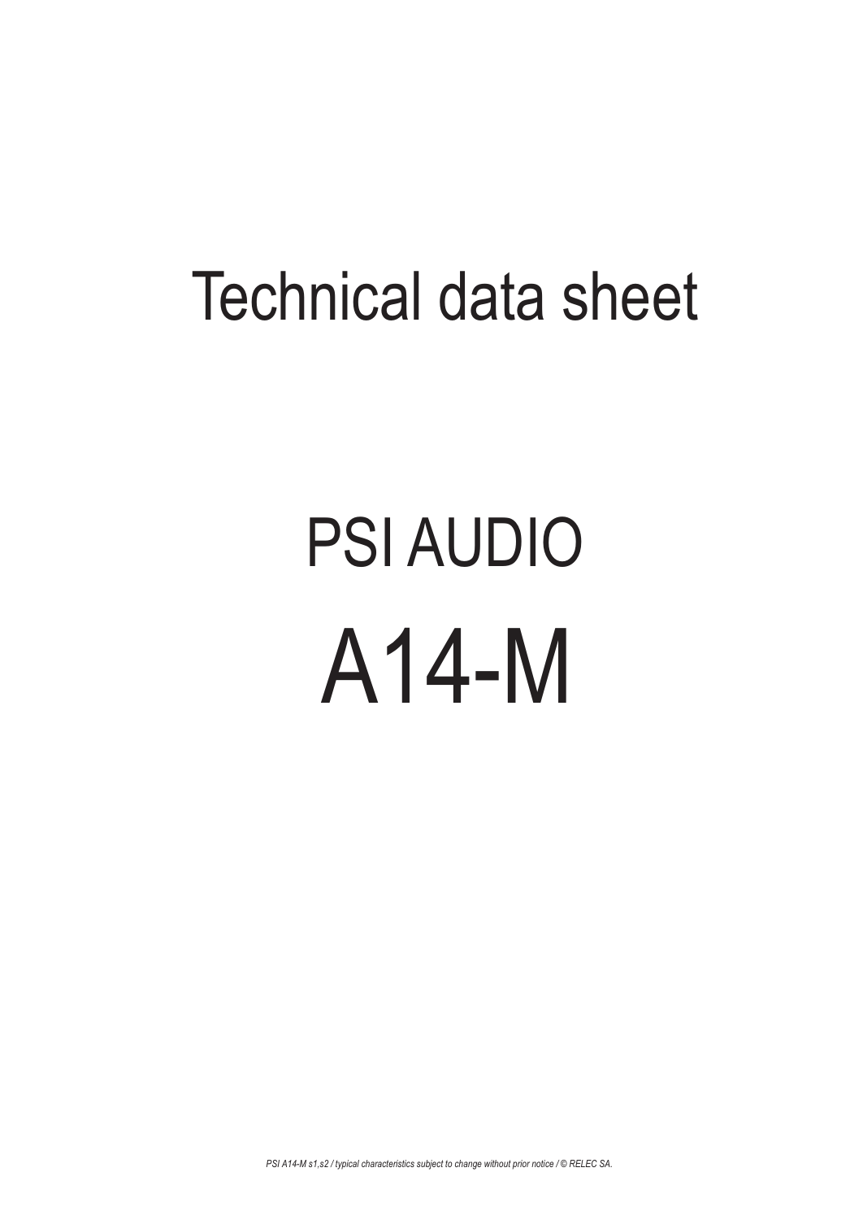# Technical data sheet

# PSI AUDIO

# A14-M

*PSI A14-M s1,s2 / typical characteristics subject to change without prior notice / © RELEC SA.*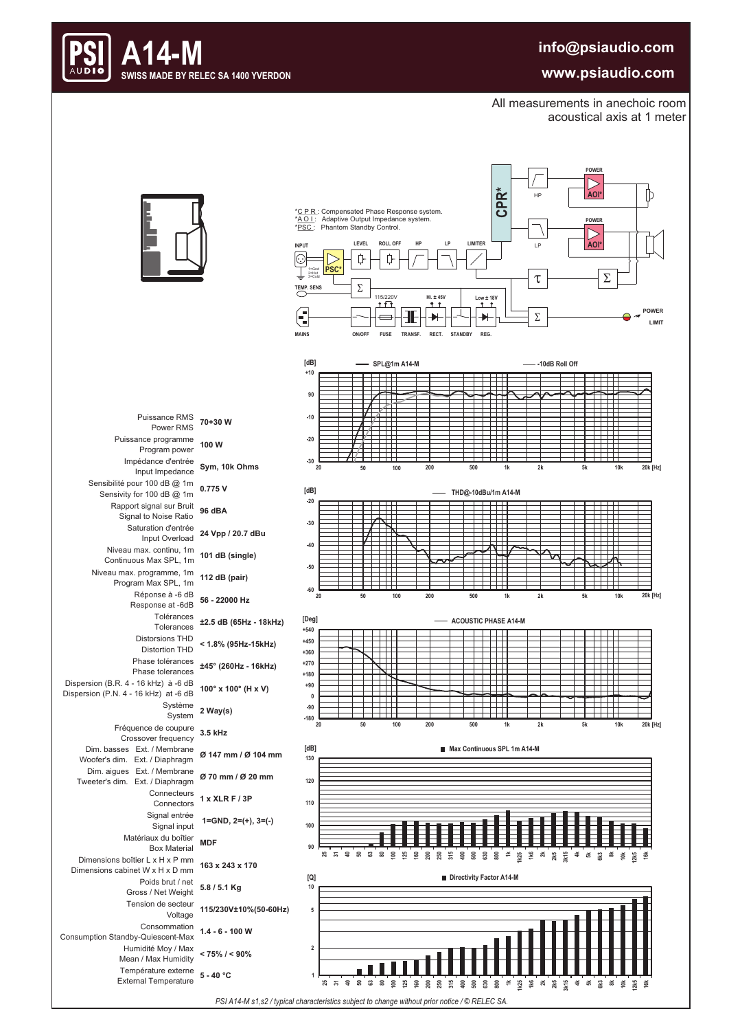# A14-M

**SWISS MADE BY RELEC SA 1400 YVERDON**

info@psiaudio.com

www.psiaudio.com

All measurements in anechoic room
acoustical axis at 1 meter

*C P R : Compensated Phase Response system.
*A O I : Adaptive Output Impedance system.
*PSC : Phantom Standby Control.

| Paramètre / Parameter | Valeur / Value |
|---|---|
| Puissance RMS / Power RMS | 70+30 W |
| Puissance programme / Program power | 100 W |
| Impédance d'entrée / Input Impedance | Sym, 10k Ohms |
| Sensibilité pour 100 dB @ 1m / Sensivity for 100 dB @ 1m | 0.775 V |
| Rapport signal sur Bruit / Signal to Noise Ratio | 96 dBA |
| Saturation d'entrée / Input Overload | 24 Vpp / 20.7 dBu |
| Niveau max. continu, 1m / Continuous Max SPL, 1m | 101 dB (single) |
| Niveau max. programme, 1m / Program Max SPL, 1m | 112 dB (pair) |
| Réponse à -6 dB / Response at -6dB | 56 - 22000 Hz |
| Tolérances / Tolerances | ±2.5 dB (65Hz - 18kHz) |
| Distorsions THD / Distortion THD | < 1.8% (95Hz-15kHz) |
| Phase tolérances / Phase tolerances | ±45° (260Hz - 16kHz) |
| Dispersion (B.R. 4 - 16 kHz) à -6 dB / Dispersion (P.N. 4 - 16 kHz) at -6 dB | 100° x 100° (H x V) |
| Système / System | 2 Way(s) |
| Fréquence de coupure / Crossover frequency | 3.5 kHz |
| Dim. basses Ext. / Membrane / Woofer's dim. Ext. / Diaphragm | Ø 147 mm / Ø 104 mm |
| Dim. aigues Ext. / Membrane / Tweeter's dim. Ext. / Diaphragm | Ø 70 mm / Ø 20 mm |
| Connecteurs / Connectors | 1 x XLR F / 3P |
| Signal entrée / Signal input | 1=GND, 2=(+), 3=(-) |
| Matériaux du boîtier / Box Material | MDF |
| Dimensions boîtier L x H x P mm / Dimensions cabinet W x H x D mm | 163 x 243 x 170 |
| Poids brut / net / Gross / Net Weight | 5.8 / 5.1 Kg |
| Tension de secteur / Voltage | 115/230V±10%(50-60Hz) |
| Consommation / Consumption Standby-Quiescent-Max | 1.4 - 6 - 100 W |
| Humidité Moy / Max / Mean / Max Humidity | < 75% / < 90% |
| Température externe / External Temperature | 5 - 40 °C |

*PSI A14-M s1,s2 / typical characteristics subject to change without prior notice / © RELEC SA.*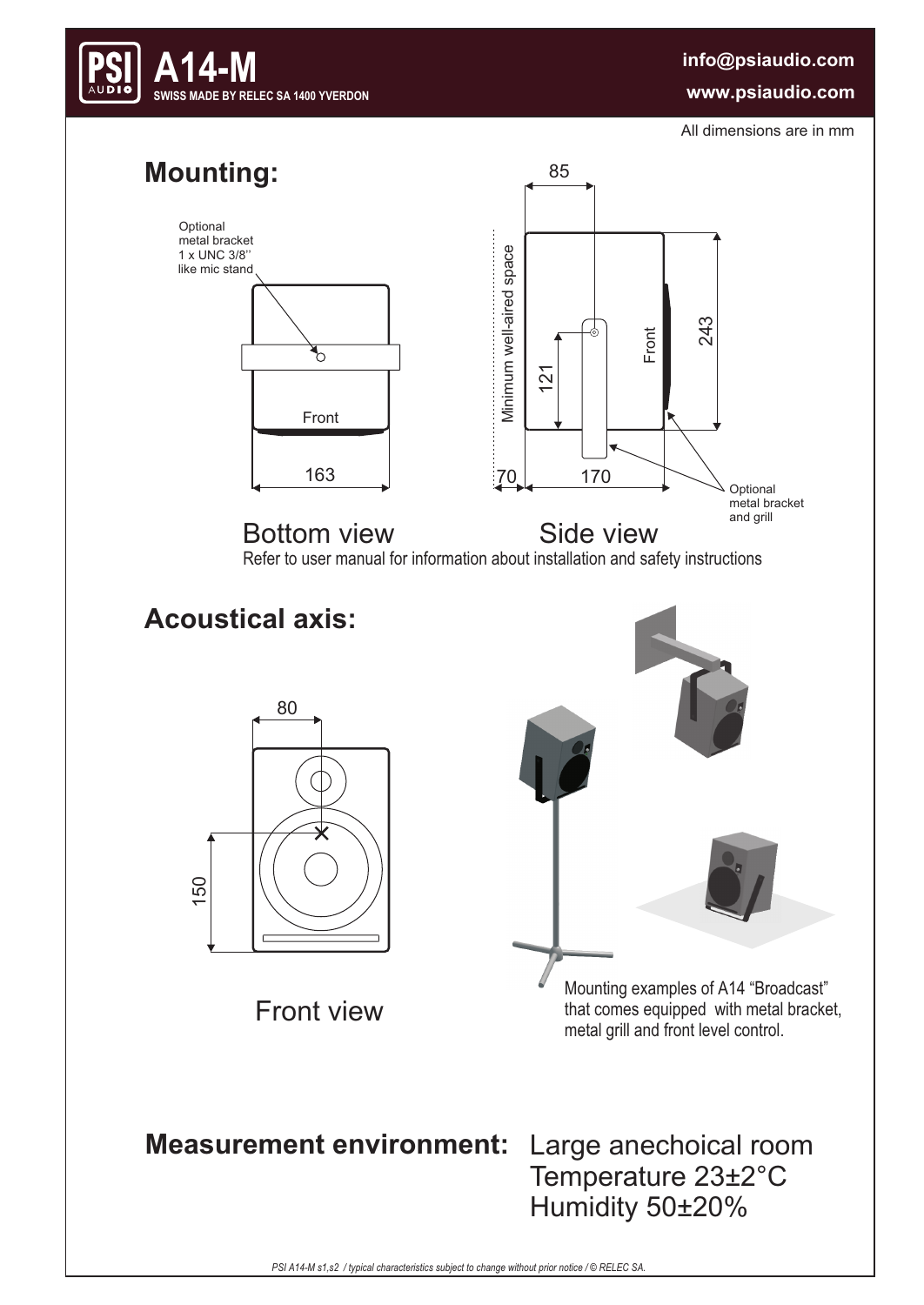# A14-M

SWISS MADE BY RELEC SA 1400 YVERDON

info@psiaudio.com

www.psiaudio.com

All dimensions are in mm

## Mounting:

Optional metal bracket 1 x UNC 3/8'' like mic stand

Front

163

Bottom view

85

Minimum well-aired space

121

Front

243

70

170

Optional metal bracket and grill

Side view

Refer to user manual for information about installation and safety instructions

## Acoustical axis:

80

150

Front view

Mounting examples of A14 "Broadcast" that comes equipped with metal bracket, metal grill and front level control.

## Measurement environment:

Large anechoical room
Temperature 23±2°C
Humidity 50±20%

*PSI A14-M s1,s2 / typical characteristics subject to change without prior notice / © RELEC SA.*